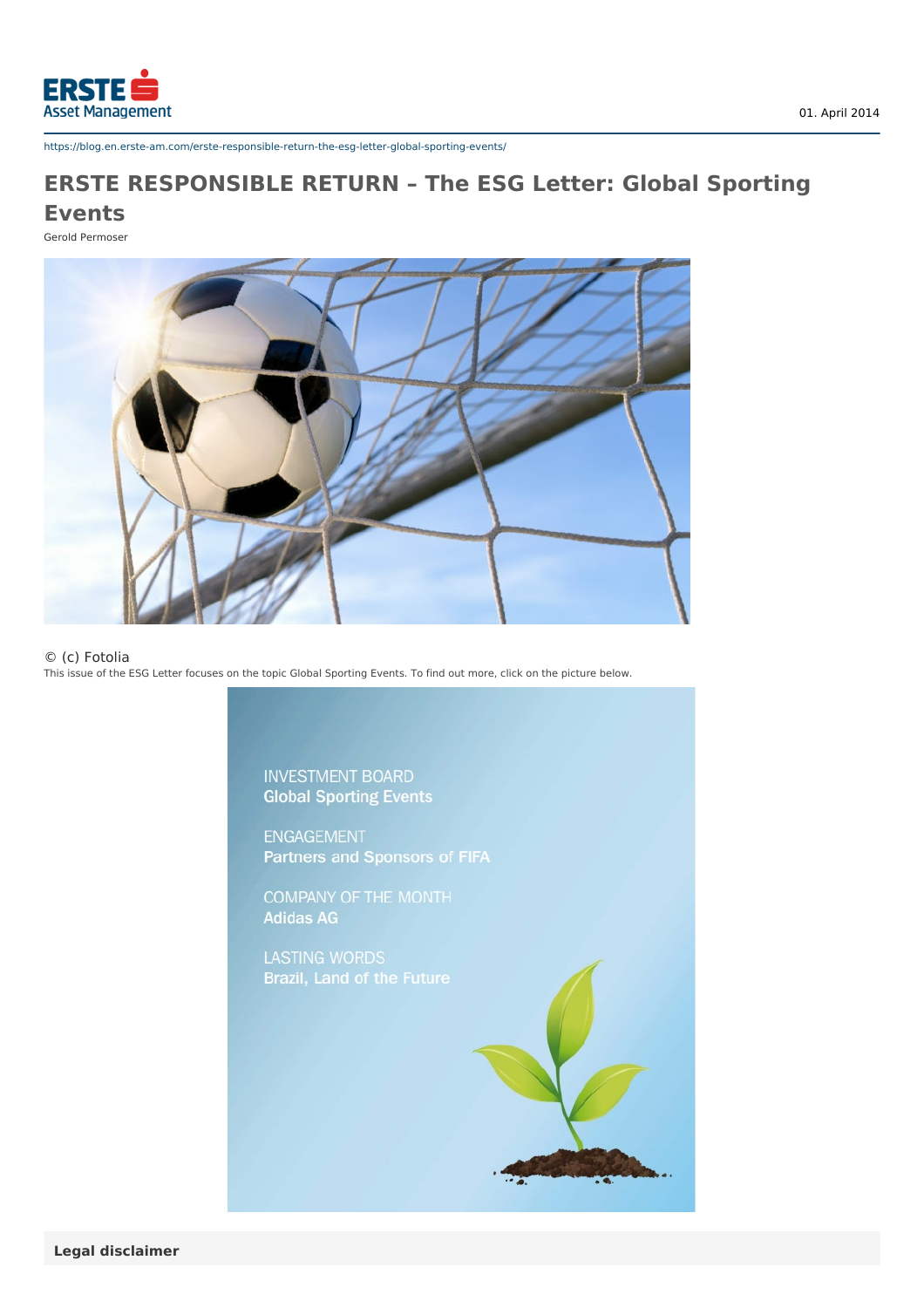01. April 2014

https://blog.en.erste-am.com/erste-responsible-return-the-esg-letter-global-sporting-events/

# ERSTE RESPONSIBLE RETURN – The ESG Letter: Global Sporting Events

Gerold Permoser

© (c) Fotolia

This issue of the ESG Letter focuses on the topic Global Sporting Events. To find out more, click on the picture below.

INVESTMENT BOARD
**Global Sporting Events**

ENGAGEMENT
**Partners and Sponsors of FIFA**

COMPANY OF THE MONTH
**Adidas AG**

LASTING WORDS
**Brazil, Land of the Future**

**Legal disclaimer**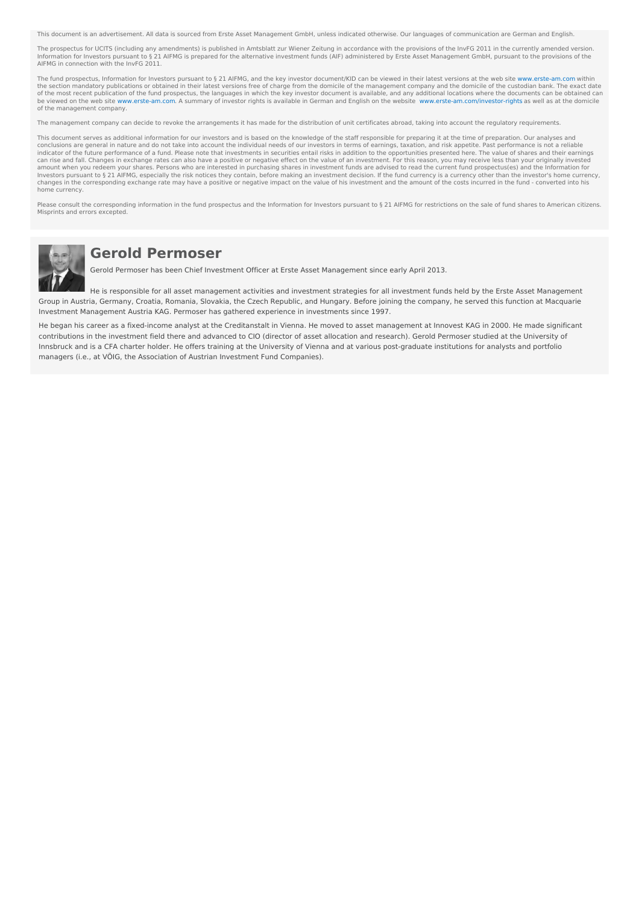This document is an advertisement. All data is sourced from Erste Asset Management GmbH, unless indicated otherwise. Our languages of communication are German and English.

The prospectus for UCITS (including any amendments) is published in Amtsblatt zur Wiener Zeitung in accordance with the provisions of the InvFG 2011 in the currently amended version. Information for Investors pursuant to § 21 AIFMG is prepared for the alternative investment funds (AIF) administered by Erste Asset Management GmbH, pursuant to the provisions of the AIFMG in connection with the InvFG 2011.

The fund prospectus, Information for Investors pursuant to § 21 AIFMG, and the key investor document/KID can be viewed in their latest versions at the web site www.erste-am.com within the section mandatory publications or obtained in their latest versions free of charge from the domicile of the management company and the domicile of the custodian bank. The exact date of the most recent publication of the fund prospectus, the languages in which the key investor document is available, and any additional locations where the documents can be obtained can be viewed on the web site www.erste-am.com. A summary of investor rights is available in German and English on the website www.erste-am.com/investor-rights as well as at the domicile of the management company.

The management company can decide to revoke the arrangements it has made for the distribution of unit certificates abroad, taking into account the regulatory requirements.

This document serves as additional information for our investors and is based on the knowledge of the staff responsible for preparing it at the time of preparation. Our analyses and conclusions are general in nature and do not take into account the individual needs of our investors in terms of earnings, taxation, and risk appetite. Past performance is not a reliable indicator of the future performance of a fund. Please note that investments in securities entail risks in addition to the opportunities presented here. The value of shares and their earnings can rise and fall. Changes in exchange rates can also have a positive or negative effect on the value of an investment. For this reason, you may receive less than your originally invested amount when you redeem your shares. Persons who are interested in purchasing shares in investment funds are advised to read the current fund prospectus(es) and the Information for Investors pursuant to § 21 AIFMG, especially the risk notices they contain, before making an investment decision. If the fund currency is a currency other than the investor's home currency, changes in the corresponding exchange rate may have a positive or negative impact on the value of his investment and the amount of the costs incurred in the fund - converted into his home currency.

Please consult the corresponding information in the fund prospectus and the Information for Investors pursuant to § 21 AIFMG for restrictions on the sale of fund shares to American citizens. Misprints and errors excepted.

## Gerold Permoser

Gerold Permoser has been Chief Investment Officer at Erste Asset Management since early April 2013.

He is responsible for all asset management activities and investment strategies for all investment funds held by the Erste Asset Management Group in Austria, Germany, Croatia, Romania, Slovakia, the Czech Republic, and Hungary. Before joining the company, he served this function at Macquarie Investment Management Austria KAG. Permoser has gathered experience in investments since 1997.

He began his career as a fixed-income analyst at the Creditanstalt in Vienna. He moved to asset management at Innovest KAG in 2000. He made significant contributions in the investment field there and advanced to CIO (director of asset allocation and research). Gerold Permoser studied at the University of Innsbruck and is a CFA charter holder. He offers training at the University of Vienna and at various post-graduate institutions for analysts and portfolio managers (i.e., at VÖIG, the Association of Austrian Investment Fund Companies).